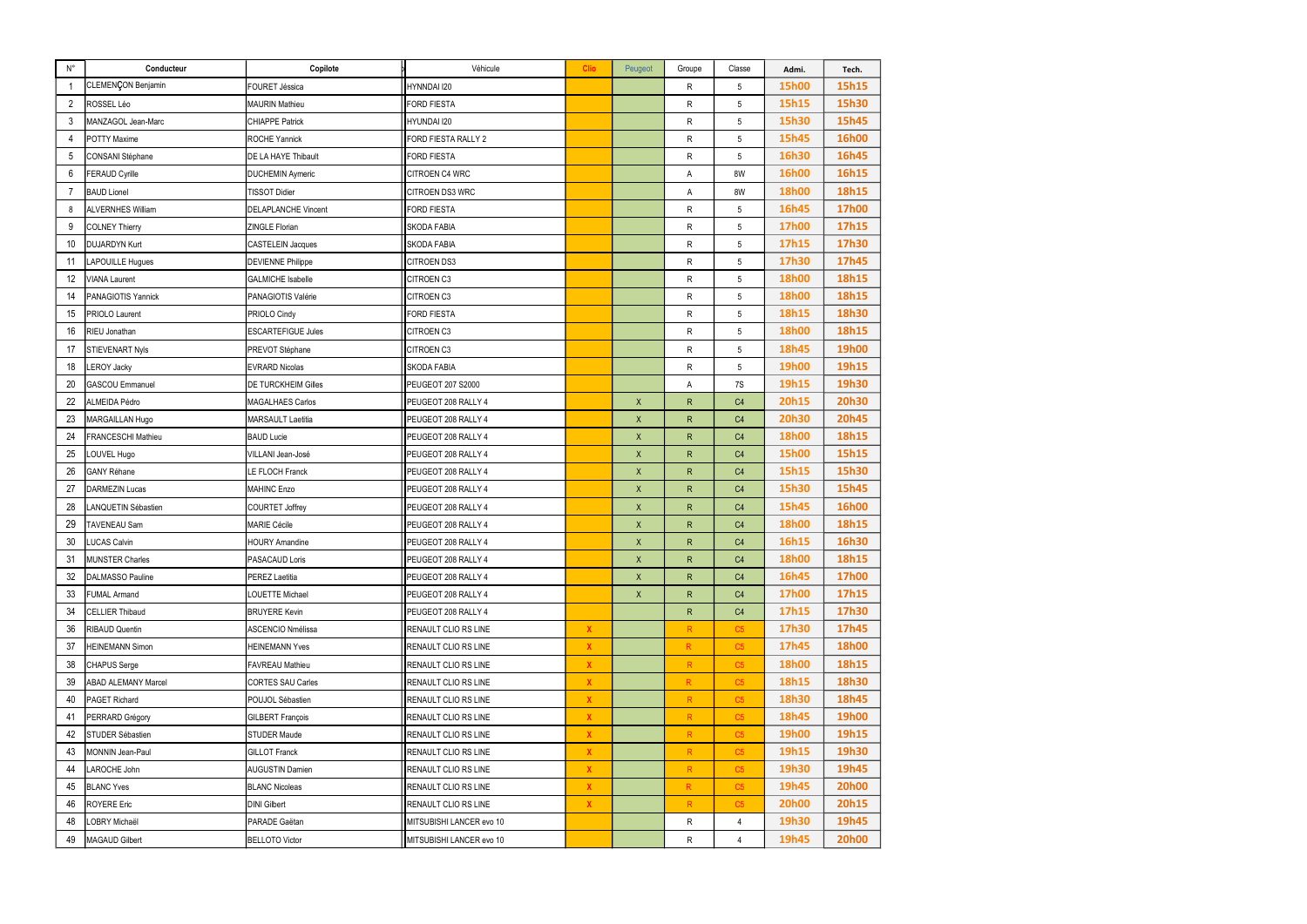| N° | Conducteur | Copilote | Véhicule | Clio | Peugeot | Groupe | Classe | Admi. | Tech. |
|---|---|---|---|---|---|---|---|---|---|
| 1 | CLEMENÇON Benjamin | FOURET Jéssica | HYNNDAI I20 | | | R | 5 | 15h00 | 15h15 |
| 2 | ROSSEL Léo | MAURIN Mathieu | FORD FIESTA | | | R | 5 | 15h15 | 15h30 |
| 3 | MANZAGOL Jean-Marc | CHIAPPE Patrick | HYUNDAI I20 | | | R | 5 | 15h30 | 15h45 |
| 4 | POTTY Maxime | ROCHE Yannick | FORD FIESTA RALLY 2 | | | R | 5 | 15h45 | 16h00 |
| 5 | CONSANI Stéphane | DE LA HAYE Thibault | FORD FIESTA | | | R | 5 | 16h30 | 16h45 |
| 6 | FERAUD Cyrille | DUCHEMIN Aymeric | CITROEN C4 WRC | | | A | 8W | 16h00 | 16h15 |
| 7 | BAUD Lionel | TISSOT Didier | CITROEN DS3 WRC | | | A | 8W | 18h00 | 18h15 |
| 8 | ALVERNHES William | DELAPLANCHE Vincent | FORD FIESTA | | | R | 5 | 16h45 | 17h00 |
| 9 | COLNEY Thierry | ZINGLE Florian | SKODA FABIA | | | R | 5 | 17h00 | 17h15 |
| 10 | DUJARDYN Kurt | CASTELEIN Jacques | SKODA FABIA | | | R | 5 | 17h15 | 17h30 |
| 11 | LAPOUILLE Hugues | DEVIENNE Philippe | CITROEN DS3 | | | R | 5 | 17h30 | 17h45 |
| 12 | VIANA Laurent | GALMICHE Isabelle | CITROEN C3 | | | R | 5 | 18h00 | 18h15 |
| 14 | PANAGIOTIS Yannick | PANAGIOTIS Valérie | CITROEN C3 | | | R | 5 | 18h00 | 18h15 |
| 15 | PRIOLO Laurent | PRIOLO Cindy | FORD FIESTA | | | R | 5 | 18h15 | 18h30 |
| 16 | RIEU Jonathan | ESCARTEFIGUE Jules | CITROEN C3 | | | R | 5 | 18h00 | 18h15 |
| 17 | STIEVENART Nyls | PREVOT Stéphane | CITROEN C3 | | | R | 5 | 18h45 | 19h00 |
| 18 | LEROY Jacky | EVRARD Nicolas | SKODA FABIA | | | R | 5 | 19h00 | 19h15 |
| 20 | GASCOU Emmanuel | DE TURCKHEIM Gilles | PEUGEOT 207 S2000 | | | A | 7S | 19h15 | 19h30 |
| 22 | ALMEIDA Pédro | MAGALHAES Carlos | PEUGEOT 208 RALLY 4 | | X | R | C4 | 20h15 | 20h30 |
| 23 | MARGAILLAN Hugo | MARSAULT Laetitia | PEUGEOT 208 RALLY 4 | | X | R | C4 | 20h30 | 20h45 |
| 24 | FRANCESCHI Mathieu | BAUD Lucie | PEUGEOT 208 RALLY 4 | | X | R | C4 | 18h00 | 18h15 |
| 25 | LOUVEL Hugo | VILLANI Jean-José | PEUGEOT 208 RALLY 4 | | X | R | C4 | 15h00 | 15h15 |
| 26 | GANY Réhane | LE FLOCH Franck | PEUGEOT 208 RALLY 4 | | X | R | C4 | 15h15 | 15h30 |
| 27 | DARMEZIN Lucas | MAHINC Enzo | PEUGEOT 208 RALLY 4 | | X | R | C4 | 15h30 | 15h45 |
| 28 | LANQUETIN Sébastien | COURTET Joffrey | PEUGEOT 208 RALLY 4 | | X | R | C4 | 15h45 | 16h00 |
| 29 | TAVENEAU Sam | MARIE Cécile | PEUGEOT 208 RALLY 4 | | X | R | C4 | 18h00 | 18h15 |
| 30 | LUCAS Calvin | HOURY Amandine | PEUGEOT 208 RALLY 4 | | X | R | C4 | 16h15 | 16h30 |
| 31 | MUNSTER Charles | PASACAUD Loris | PEUGEOT 208 RALLY 4 | | X | R | C4 | 18h00 | 18h15 |
| 32 | DALMASSO Pauline | PEREZ Laetitia | PEUGEOT 208 RALLY 4 | | X | R | C4 | 16h45 | 17h00 |
| 33 | FUMAL Armand | LOUETTE Michael | PEUGEOT 208 RALLY 4 | | X | R | C4 | 17h00 | 17h15 |
| 34 | CELLIER Thibaud | BRUYERE Kevin | PEUGEOT 208 RALLY 4 | | | R | C4 | 17h15 | 17h30 |
| 36 | RIBAUD Quentin | ASCENCIO Nmélissa | RENAULT CLIO RS LINE | X | | R | C5 | 17h30 | 17h45 |
| 37 | HEINEMANN Simon | HEINEMANN Yves | RENAULT CLIO RS LINE | X | | R | C5 | 17h45 | 18h00 |
| 38 | CHAPUS Serge | FAVREAU Mathieu | RENAULT CLIO RS LINE | X | | R | C5 | 18h00 | 18h15 |
| 39 | ABAD ALEMANY Marcel | CORTES SAU Carles | RENAULT CLIO RS LINE | X | | R | C5 | 18h15 | 18h30 |
| 40 | PAGET Richard | POUJOL Sébastien | RENAULT CLIO RS LINE | X | | R | C5 | 18h30 | 18h45 |
| 41 | PERRARD Grégory | GILBERT François | RENAULT CLIO RS LINE | X | | R | C5 | 18h45 | 19h00 |
| 42 | STUDER Sébastien | STUDER Maude | RENAULT CLIO RS LINE | X | | R | C5 | 19h00 | 19h15 |
| 43 | MONNIN Jean-Paul | GILLOT Franck | RENAULT CLIO RS LINE | X | | R | C5 | 19h15 | 19h30 |
| 44 | LAROCHE John | AUGUSTIN Damien | RENAULT CLIO RS LINE | X | | R | C5 | 19h30 | 19h45 |
| 45 | BLANC Yves | BLANC Nicoleas | RENAULT CLIO RS LINE | X | | R | C5 | 19h45 | 20h00 |
| 46 | ROYERE Eric | DINI Gilbert | RENAULT CLIO RS LINE | X | | R | C5 | 20h00 | 20h15 |
| 48 | LOBRY Michaël | PARADE Gaëtan | MITSUBISHI LANCER evo 10 | | | R | 4 | 19h30 | 19h45 |
| 49 | MAGAUD Gilbert | BELLOTO Victor | MITSUBISHI LANCER evo 10 | | | R | 4 | 19h45 | 20h00 |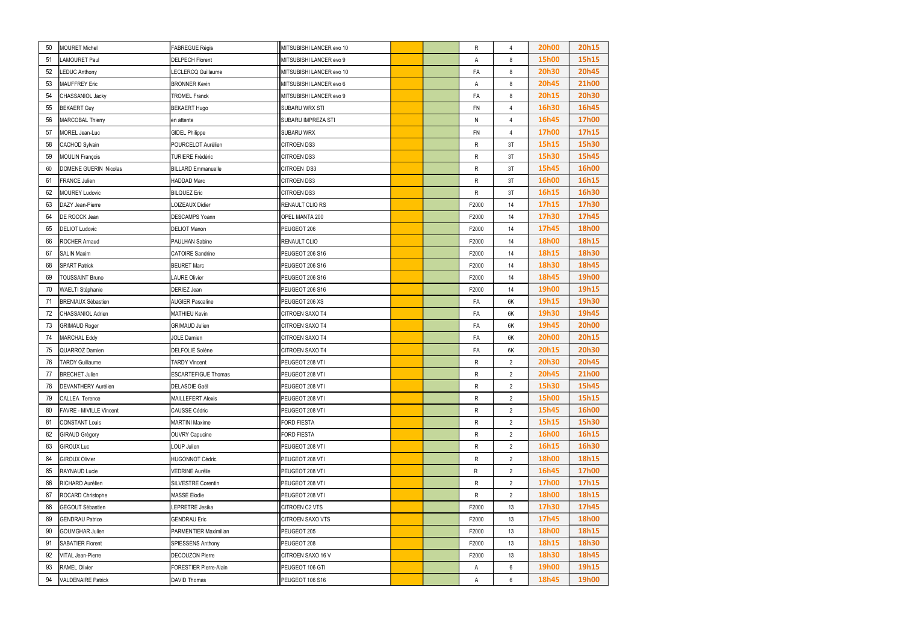| | | | | | | | | | |
|---|---|---|---|---|---|---|---|---|---|
| 50 | MOURET Michel | FABREGUE Régis | MITSUBISHI LANCER evo 10 | | | R | 4 | 20h00 | 20h15 |
| 51 | LAMOURET Paul | DELPECH Florent | MITSUBISHI LANCER evo 9 | | | A | 8 | 15h00 | 15h15 |
| 52 | LEDUC Anthony | LECLERCQ Guillaume | MITSUBISHI LANCER evo 10 | | | FA | 8 | 20h30 | 20h45 |
| 53 | MAUFFREY Eric | BRONNER Kevin | MITSUBISHI LANCER evo 6 | | | A | 8 | 20h45 | 21h00 |
| 54 | CHASSANIOL Jacky | TROMEL Franck | MITSUBISHI LANCER evo 9 | | | FA | 8 | 20h15 | 20h30 |
| 55 | BEKAERT Guy | BEKAERT Hugo | SUBARU WRX STI | | | FN | 4 | 16h30 | 16h45 |
| 56 | MARCOBAL Thierry | en attente | SUBARU IMPREZA STI | | | N | 4 | 16h45 | 17h00 |
| 57 | MOREL Jean-Luc | GIDEL Philippe | SUBARU WRX | | | FN | 4 | 17h00 | 17h15 |
| 58 | CACHOD Sylvain | POURCELOT Aurélien | CITROEN DS3 | | | R | 3T | 15h15 | 15h30 |
| 59 | MOULIN François | TURIERE Frédéric | CITROEN DS3 | | | R | 3T | 15h30 | 15h45 |
| 60 | DOMENE GUERIN Nicolas | BILLARD Emmanuelle | CITROEN DS3 | | | R | 3T | 15h45 | 16h00 |
| 61 | FRANCE Julien | HADDAD Marc | CITROEN DS3 | | | R | 3T | 16h00 | 16h15 |
| 62 | MOUREY Ludovic | BILQUEZ Eric | CITROEN DS3 | | | R | 3T | 16h15 | 16h30 |
| 63 | DAZY Jean-Pierre | LOIZEAUX Didier | RENAULT CLIO RS | | | F2000 | 14 | 17h15 | 17h30 |
| 64 | DE ROCCK Jean | DESCAMPS Yoann | OPEL MANTA 200 | | | F2000 | 14 | 17h30 | 17h45 |
| 65 | DELIOT Ludovic | DELIOT Manon | PEUGEOT 206 | | | F2000 | 14 | 17h45 | 18h00 |
| 66 | ROCHER Arnaud | PAULHAN Sabine | RENAULT CLIO | | | F2000 | 14 | 18h00 | 18h15 |
| 67 | SALIN Maxim | CATOIRE Sandrine | PEUGEOT 206 S16 | | | F2000 | 14 | 18h15 | 18h30 |
| 68 | SPART Patrick | BEURET Marc | PEUGEOT 206 S16 | | | F2000 | 14 | 18h30 | 18h45 |
| 69 | TOUSSAINT Bruno | LAURE Olivier | PEUGEOT 206 S16 | | | F2000 | 14 | 18h45 | 19h00 |
| 70 | WAELTI Stéphanie | DERIEZ Jean | PEUGEOT 206 S16 | | | F2000 | 14 | 19h00 | 19h15 |
| 71 | BRENIAUX Sébastien | AUGIER Pascaline | PEUGEOT 206 XS | | | FA | 6K | 19h15 | 19h30 |
| 72 | CHASSANIOL Adrien | MATHIEU Kevin | CITROEN SAXO T4 | | | FA | 6K | 19h30 | 19h45 |
| 73 | GRIMAUD Roger | GRIMAUD Julien | CITROEN SAXO T4 | | | FA | 6K | 19h45 | 20h00 |
| 74 | MARCHAL Eddy | JOLE Damien | CITROEN SAXO T4 | | | FA | 6K | 20h00 | 20h15 |
| 75 | QUARROZ Damien | DELFOLIE Solène | CITROEN SAXO T4 | | | FA | 6K | 20h15 | 20h30 |
| 76 | TARDY Guillaume | TARDY Vincent | PEUGEOT 208 VTI | | | R | 2 | 20h30 | 20h45 |
| 77 | BRECHET Julien | ESCARTEFIGUE Thomas | PEUGEOT 208 VTI | | | R | 2 | 20h45 | 21h00 |
| 78 | DEVANTHERY Aurélien | DELASOIE Gaël | PEUGEOT 208 VTI | | | R | 2 | 15h30 | 15h45 |
| 79 | CALLEA Terence | MAILLEFERT Alexis | PEUGEOT 208 VTI | | | R | 2 | 15h00 | 15h15 |
| 80 | FAVRE - MIVILLE Vincent | CAUSSE Cédric | PEUGEOT 208 VTI | | | R | 2 | 15h45 | 16h00 |
| 81 | CONSTANT Louis | MARTINI Maxime | FORD FIESTA | | | R | 2 | 15h15 | 15h30 |
| 82 | GIRAUD Grégory | OUVRY Capucine | FORD FIESTA | | | R | 2 | 16h00 | 16h15 |
| 83 | GIROUX Luc | LOUP Julien | PEUGEOT 208 VTI | | | R | 2 | 16h15 | 16h30 |
| 84 | GIROUX Olivier | HUGONNOT Cédric | PEUGEOT 208 VTI | | | R | 2 | 18h00 | 18h15 |
| 85 | RAYNAUD Lucie | VEDRINE Aurélie | PEUGEOT 208 VTI | | | R | 2 | 16h45 | 17h00 |
| 86 | RICHARD Aurélien | SILVESTRE Corentin | PEUGEOT 208 VTI | | | R | 2 | 17h00 | 17h15 |
| 87 | ROCARD Christophe | MASSE Elodie | PEUGEOT 208 VTI | | | R | 2 | 18h00 | 18h15 |
| 88 | GEGOUT Sébastien | LEPRETRE Jesika | CITROEN C2 VTS | | | F2000 | 13 | 17h30 | 17h45 |
| 89 | GENDRAU Patrice | GENDRAU Eric | CITROEN SAXO VTS | | | F2000 | 13 | 17h45 | 18h00 |
| 90 | GOUMGHAR Julien | PARMENTIER Maximilian | PEUGEOT 205 | | | F2000 | 13 | 18h00 | 18h15 |
| 91 | SABATIER Florent | SPIESSENS Anthony | PEUGEOT 208 | | | F2000 | 13 | 18h15 | 18h30 |
| 92 | VITAL Jean-Pierre | DECOUZON Pierre | CITROEN SAXO 16 V | | | F2000 | 13 | 18h30 | 18h45 |
| 93 | RAMEL Olivier | FORESTIER Pierre-Alain | PEUGEOT 106 GTI | | | A | 6 | 19h00 | 19h15 |
| 94 | VALDENAIRE Patrick | DAVID Thomas | PEUGEOT 106 S16 | | | A | 6 | 18h45 | 19h00 |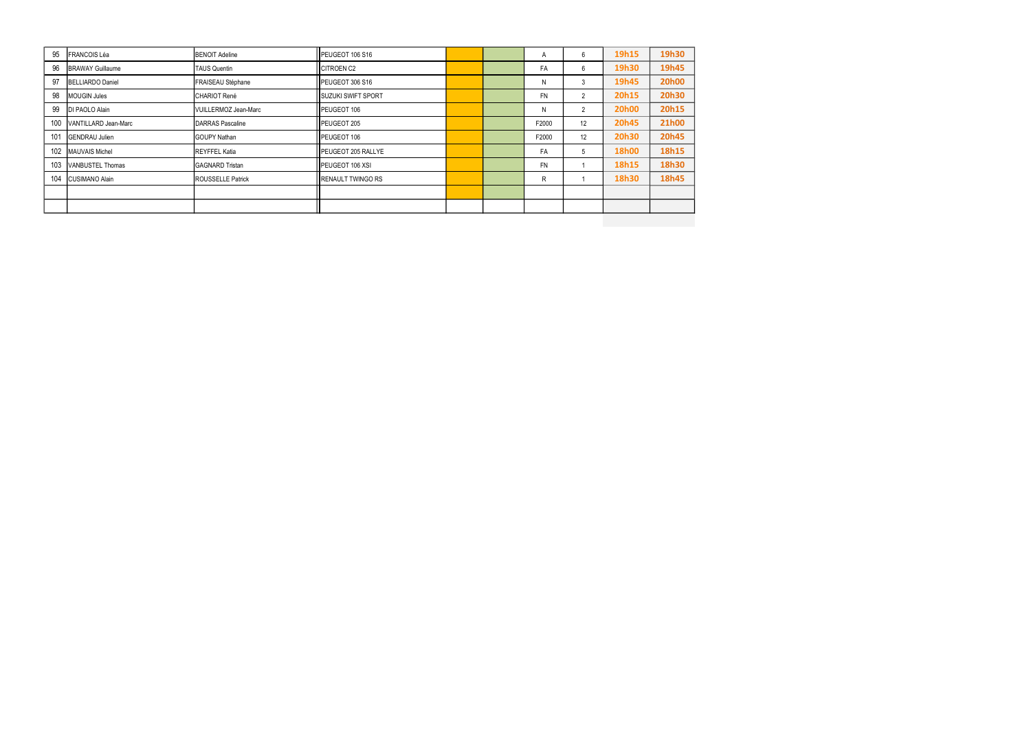| | | | | | | | | | |
|---|---|---|---|---|---|---|---|---|---|
| 95 | FRANCOIS Léa | BENOIT Adeline | PEUGEOT 106 S16 | | | A | 6 | 19h15 | 19h30 |
| 96 | BRAWAY Guillaume | TAUS Quentin | CITROEN C2 | | | FA | 6 | 19h30 | 19h45 |
| 97 | BELLIARDO Daniel | FRAISEAU Stéphane | PEUGEOT 306 S16 | | | N | 3 | 19h45 | 20h00 |
| 98 | MOUGIN Jules | CHARIOT René | SUZUKI SWIFT SPORT | | | FN | 2 | 20h15 | 20h30 |
| 99 | DI PAOLO Alain | VUILLERMOZ Jean-Marc | PEUGEOT 106 | | | N | 2 | 20h00 | 20h15 |
| 100 | VANTILLARD Jean-Marc | DARRAS Pascaline | PEUGEOT 205 | | | F2000 | 12 | 20h45 | 21h00 |
| 101 | GENDRAU Julien | GOUPY Nathan | PEUGEOT 106 | | | F2000 | 12 | 20h30 | 20h45 |
| 102 | MAUVAIS Michel | REYFFEL Katia | PEUGEOT 205 RALLYE | | | FA | 5 | 18h00 | 18h15 |
| 103 | VANBUSTEL Thomas | GAGNARD Tristan | PEUGEOT 106 XSI | | | FN | 1 | 18h15 | 18h30 |
| 104 | CUSIMANO Alain | ROUSSELLE Patrick | RENAULT TWINGO RS | | | R | 1 | 18h30 | 18h45 |
| | | | | | | | | | |
| | | | | | | | | | |